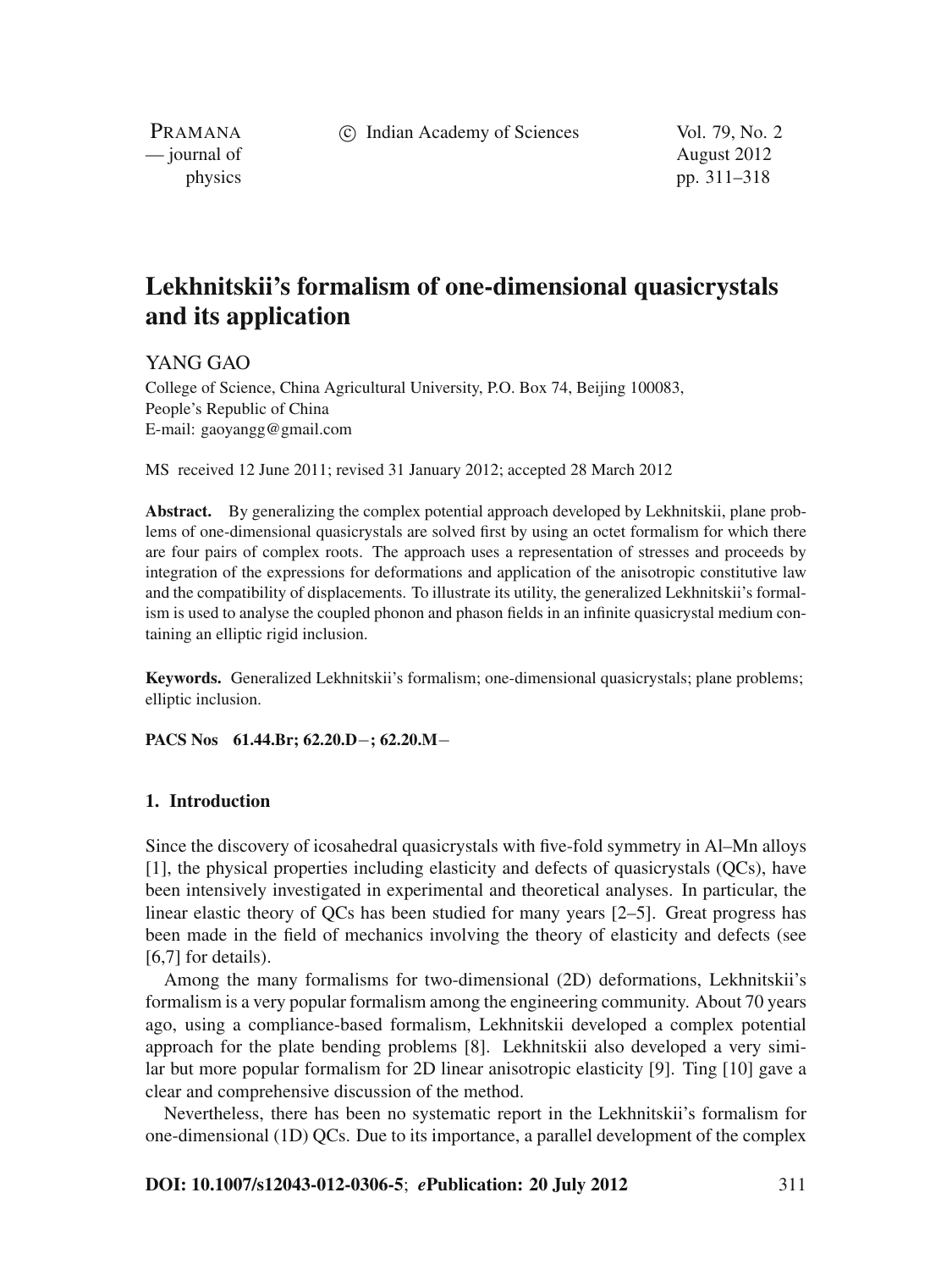# Lekhnitskii's formalism of one-dimensional quasicrystals and its application

YANG GAO

College of Science, China Agricultural University, P.O. Box 74, Beijing 100083, People's Republic of China

E-mail: gaoyangg@gmail.com

MS received 12 June 2011; revised 31 January 2012; accepted 28 March 2012

**Abstract.** By generalizing the complex potential approach developed by Lekhnitskii, plane problems of one-dimensional quasicrystals are solved first by using an octet formalism for which there are four pairs of complex roots. The approach uses a representation of stresses and proceeds by integration of the expressions for deformations and application of the anisotropic constitutive law and the compatibility of displacements. To illustrate its utility, the generalized Lekhnitskii's formalism is used to analyse the coupled phonon and phason fields in an infinite quasicrystal medium containing an elliptic rigid inclusion.

**Keywords.** Generalized Lekhnitskii's formalism; one-dimensional quasicrystals; plane problems; elliptic inclusion.

**PACS Nos** 61.44.Br; 62.20.D−; 62.20.M−

## 1. Introduction

Since the discovery of icosahedral quasicrystals with five-fold symmetry in Al–Mn alloys [1], the physical properties including elasticity and defects of quasicrystals (QCs), have been intensively investigated in experimental and theoretical analyses. In particular, the linear elastic theory of QCs has been studied for many years [2–5]. Great progress has been made in the field of mechanics involving the theory of elasticity and defects (see [6,7] for details).

Among the many formalisms for two-dimensional (2D) deformations, Lekhnitskii's formalism is a very popular formalism among the engineering community. About 70 years ago, using a compliance-based formalism, Lekhnitskii developed a complex potential approach for the plate bending problems [8]. Lekhnitskii also developed a very similar but more popular formalism for 2D linear anisotropic elasticity [9]. Ting [10] gave a clear and comprehensive discussion of the method.

Nevertheless, there has been no systematic report in the Lekhnitskii's formalism for one-dimensional (1D) QCs. Due to its importance, a parallel development of the complex

**DOI: 10.1007/s12043-012-0306-5**; ***e*Publication: 20 July 2012**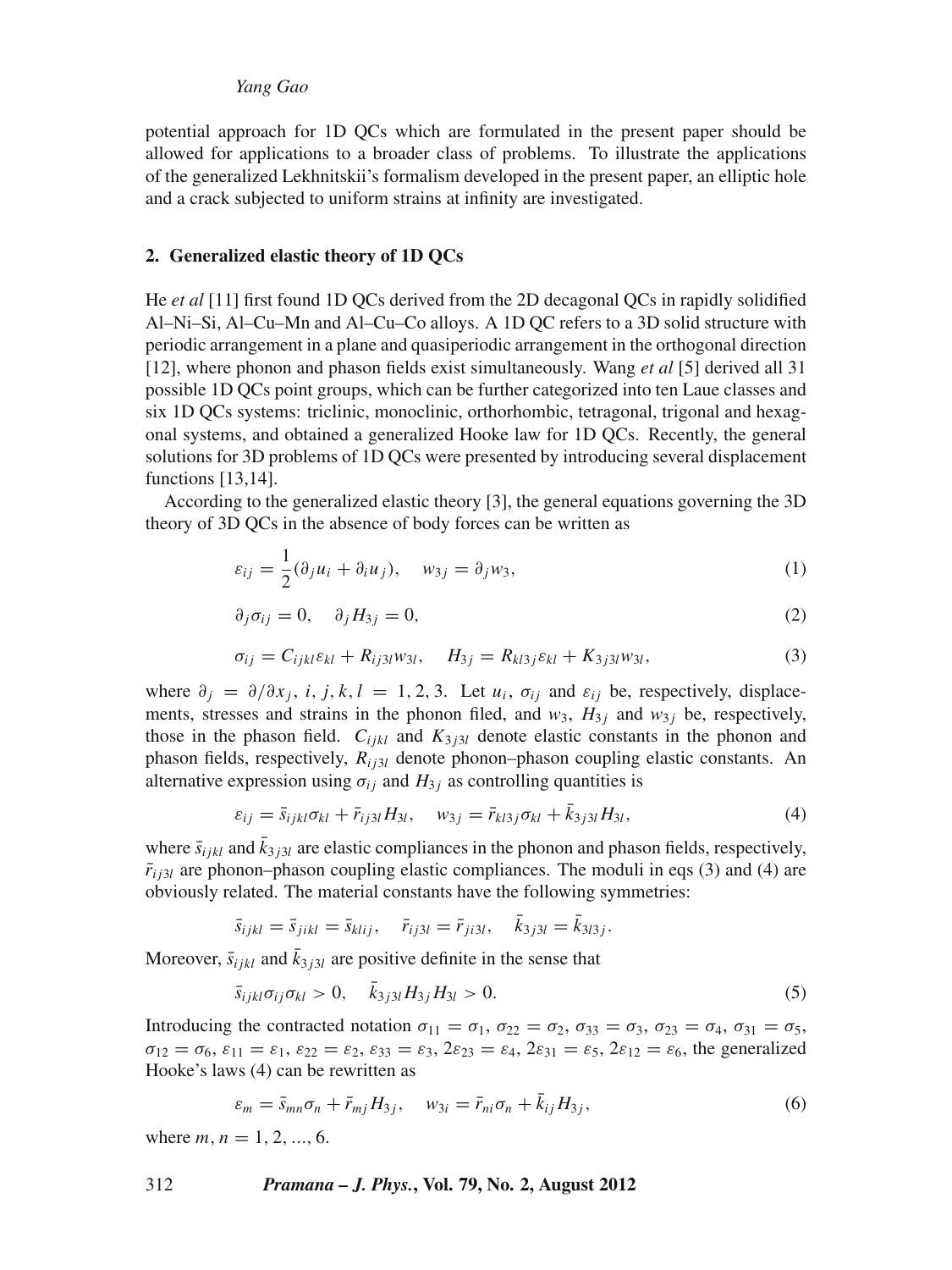potential approach for 1D QCs which are formulated in the present paper should be allowed for applications to a broader class of problems. To illustrate the applications of the generalized Lekhnitskii's formalism developed in the present paper, an elliptic hole and a crack subjected to uniform strains at infinity are investigated.

## 2. Generalized elastic theory of 1D QCs

He *et al* [11] first found 1D QCs derived from the 2D decagonal QCs in rapidly solidified Al–Ni–Si, Al–Cu–Mn and Al–Cu–Co alloys. A 1D QC refers to a 3D solid structure with periodic arrangement in a plane and quasiperiodic arrangement in the orthogonal direction [12], where phonon and phason fields exist simultaneously. Wang *et al* [5] derived all 31 possible 1D QCs point groups, which can be further categorized into ten Laue classes and six 1D QCs systems: triclinic, monoclinic, orthorhombic, tetragonal, trigonal and hexagonal systems, and obtained a generalized Hooke law for 1D QCs. Recently, the general solutions for 3D problems of 1D QCs were presented by introducing several displacement functions [13,14].

According to the generalized elastic theory [3], the general equations governing the 3D theory of 3D QCs in the absence of body forces can be written as

$$\varepsilon_{ij} = \frac{1}{2}(\partial_j u_i + \partial_i u_j), \quad w_{3j} = \partial_j w_3, \tag{1}$$

$$\partial_j \sigma_{ij} = 0, \quad \partial_j H_{3j} = 0, \tag{2}$$

$$\sigma_{ij} = C_{ijkl}\varepsilon_{kl} + R_{ij3l}w_{3l}, \quad H_{3j} = R_{kl3j}\varepsilon_{kl} + K_{3j3l}w_{3l}, \tag{3}$$

where $\partial_j = \partial/\partial x_j$, $i, j, k, l = 1, 2, 3$. Let $u_i$, $\sigma_{ij}$ and $\varepsilon_{ij}$ be, respectively, displacements, stresses and strains in the phonon filed, and $w_3$, $H_{3j}$ and $w_{3j}$ be, respectively, those in the phason field. $C_{ijkl}$ and $K_{3j3l}$ denote elastic constants in the phonon and phason fields, respectively, $R_{ij3l}$ denote phonon–phason coupling elastic constants. An alternative expression using $\sigma_{ij}$ and $H_{3j}$ as controlling quantities is

$$\varepsilon_{ij} = \bar{s}_{ijkl}\sigma_{kl} + \bar{r}_{ij3l}H_{3l}, \quad w_{3j} = \bar{r}_{kl3j}\sigma_{kl} + \bar{k}_{3j3l}H_{3l}, \tag{4}$$

where $\bar{s}_{ijkl}$ and $\bar{k}_{3j3l}$ are elastic compliances in the phonon and phason fields, respectively, $\bar{r}_{ij3l}$ are phonon–phason coupling elastic compliances. The moduli in eqs (3) and (4) are obviously related. The material constants have the following symmetries:

$$\bar{s}_{ijkl} = \bar{s}_{jikl} = \bar{s}_{klij}, \quad \bar{r}_{ij3l} = \bar{r}_{ji3l}, \quad \bar{k}_{3j3l} = \bar{k}_{3l3j}.$$

Moreover, $\bar{s}_{ijkl}$ and $\bar{k}_{3j3l}$ are positive definite in the sense that

$$\bar{s}_{ijkl}\sigma_{ij}\sigma_{kl} > 0, \quad \bar{k}_{3j3l}H_{3j}H_{3l} > 0. \tag{5}$$

Introducing the contracted notation $\sigma_{11} = \sigma_1$, $\sigma_{22} = \sigma_2$, $\sigma_{33} = \sigma_3$, $\sigma_{23} = \sigma_4$, $\sigma_{31} = \sigma_5$, $\sigma_{12} = \sigma_6$, $\varepsilon_{11} = \varepsilon_1$, $\varepsilon_{22} = \varepsilon_2$, $\varepsilon_{33} = \varepsilon_3$, $2\varepsilon_{23} = \varepsilon_4$, $2\varepsilon_{31} = \varepsilon_5$, $2\varepsilon_{12} = \varepsilon_6$, the generalized Hooke's laws (4) can be rewritten as

$$\varepsilon_m = \bar{s}_{mn}\sigma_n + \bar{r}_{mj}H_{3j}, \quad w_{3i} = \bar{r}_{ni}\sigma_n + \bar{k}_{ij}H_{3j}, \tag{6}$$

where $m, n = 1, 2, ..., 6$.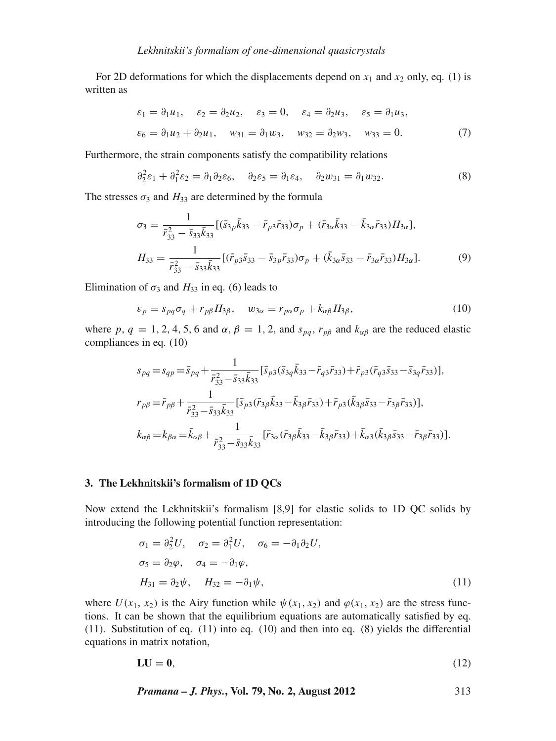For 2D deformations for which the displacements depend on $x_1$ and $x_2$ only, eq. (1) is written as

$$
\begin{aligned}
&\varepsilon_1 = \partial_1 u_1, \quad \varepsilon_2 = \partial_2 u_2, \quad \varepsilon_3 = 0, \quad \varepsilon_4 = \partial_2 u_3, \quad \varepsilon_5 = \partial_1 u_3, \\
&\varepsilon_6 = \partial_1 u_2 + \partial_2 u_1, \quad w_{31} = \partial_1 w_3, \quad w_{32} = \partial_2 w_3, \quad w_{33} = 0.
\end{aligned} \tag{7}
$$

Furthermore, the strain components satisfy the compatibility relations

$$
\partial_2^2 \varepsilon_1 + \partial_1^2 \varepsilon_2 = \partial_1 \partial_2 \varepsilon_6, \quad \partial_2 \varepsilon_5 = \partial_1 \varepsilon_4, \quad \partial_2 w_{31} = \partial_1 w_{32}. \tag{8}
$$

The stresses $\sigma_3$ and $H_{33}$ are determined by the formula

$$
\begin{aligned}
\sigma_3 &= \frac{1}{\bar{r}_{33}^2 - \bar{s}_{33}\bar{k}_{33}} [(\bar{s}_{3p}\bar{k}_{33} - \bar{r}_{p3}\bar{r}_{33})\sigma_p + (\bar{r}_{3\alpha}\bar{k}_{33} - \bar{k}_{3\alpha}\bar{r}_{33})H_{3\alpha}], \\
H_{33} &= \frac{1}{\bar{r}_{33}^2 - \bar{s}_{33}\bar{k}_{33}} [(\bar{r}_{p3}\bar{s}_{33} - \bar{s}_{3p}\bar{r}_{33})\sigma_p + (\bar{k}_{3\alpha}\bar{s}_{33} - \bar{r}_{3\alpha}\bar{r}_{33})H_{3\alpha}].
\end{aligned} \tag{9}
$$

Elimination of $\sigma_3$ and $H_{33}$ in eq. (6) leads to

$$
\varepsilon_p = s_{pq}\sigma_q + r_{p\beta}H_{3\beta}, \quad w_{3\alpha} = r_{p\alpha}\sigma_p + k_{\alpha\beta}H_{3\beta}, \tag{10}
$$

where $p, q = 1, 2, 4, 5, 6$ and $\alpha, \beta = 1, 2$, and $s_{pq}$, $r_{p\beta}$ and $k_{\alpha\beta}$ are the reduced elastic compliances in eq. (10)

$$
\begin{aligned}
s_{pq} &= s_{qp} = \bar{s}_{pq} + \frac{1}{\bar{r}_{33}^2 - \bar{s}_{33}\bar{k}_{33}} [\bar{s}_{p3}(\bar{s}_{3q}\bar{k}_{33} - \bar{r}_{q3}\bar{r}_{33}) + \bar{r}_{p3}(\bar{r}_{q3}\bar{s}_{33} - \bar{s}_{3q}\bar{r}_{33})], \\
r_{p\beta} &= \bar{r}_{p\beta} + \frac{1}{\bar{r}_{33}^2 - \bar{s}_{33}\bar{k}_{33}} [\bar{s}_{p3}(\bar{r}_{3\beta}\bar{k}_{33} - \bar{k}_{3\beta}\bar{r}_{33}) + \bar{r}_{p3}(\bar{k}_{3\beta}\bar{s}_{33} - \bar{r}_{3\beta}\bar{r}_{33})], \\
k_{\alpha\beta} &= k_{\beta\alpha} = \bar{k}_{\alpha\beta} + \frac{1}{\bar{r}_{33}^2 - \bar{s}_{33}\bar{k}_{33}} [\bar{r}_{3\alpha}(\bar{r}_{3\beta}\bar{k}_{33} - \bar{k}_{3\beta}\bar{r}_{33}) + \bar{k}_{\alpha 3}(\bar{k}_{3\beta}\bar{s}_{33} - \bar{r}_{3\beta}\bar{r}_{33})].
\end{aligned}
$$

## 3. The Lekhnitskii's formalism of 1D QCs

Now extend the Lekhnitskii's formalism [8,9] for elastic solids to 1D QC solids by introducing the following potential function representation:

$$
\begin{aligned}
&\sigma_1 = \partial_2^2 U, \quad \sigma_2 = \partial_1^2 U, \quad \sigma_6 = -\partial_1 \partial_2 U, \\
&\sigma_5 = \partial_2 \varphi, \quad \sigma_4 = -\partial_1 \varphi, \\
&H_{31} = \partial_2 \psi, \quad H_{32} = -\partial_1 \psi,
\end{aligned} \tag{11}
$$

where $U(x_1, x_2)$ is the Airy function while $\psi(x_1, x_2)$ and $\varphi(x_1, x_2)$ are the stress functions. It can be shown that the equilibrium equations are automatically satisfied by eq. (11). Substitution of eq. (11) into eq. (10) and then into eq. (8) yields the differential equations in matrix notation,

$$
\mathbf{L}\mathbf{U} = \mathbf{0}, \tag{12}
$$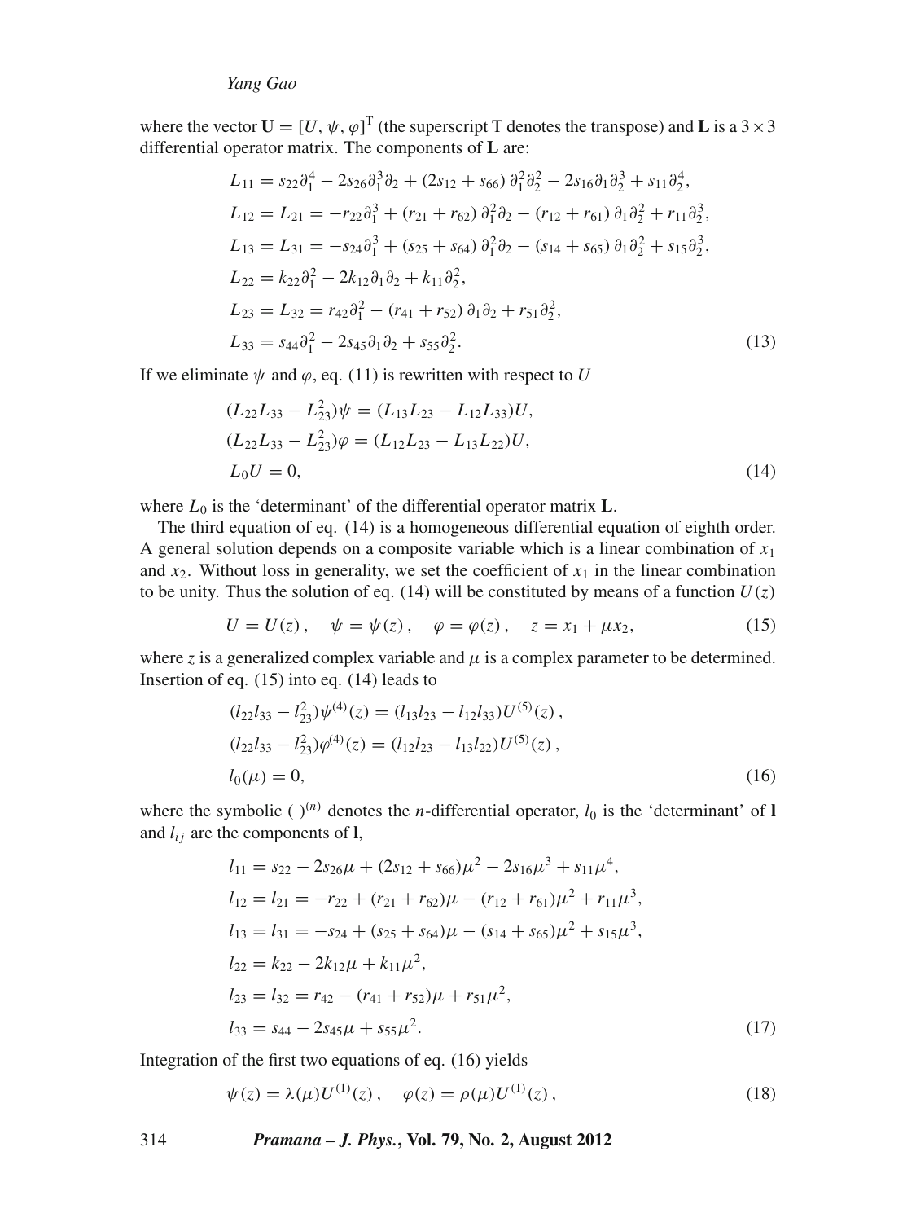where the vector $\mathbf{U} = [U, \psi, \varphi]^{\mathrm{T}}$ (the superscript T denotes the transpose) and $\mathbf{L}$ is a $3 \times 3$ differential operator matrix. The components of $\mathbf{L}$ are:

$$
\begin{aligned}
L_{11} &= s_{22}\partial_1^4 - 2s_{26}\partial_1^3\partial_2 + (2s_{12} + s_{66})\,\partial_1^2\partial_2^2 - 2s_{16}\partial_1\partial_2^3 + s_{11}\partial_2^4, \\
L_{12} &= L_{21} = -r_{22}\partial_1^3 + (r_{21} + r_{62})\,\partial_1^2\partial_2 - (r_{12} + r_{61})\,\partial_1\partial_2^2 + r_{11}\partial_2^3, \\
L_{13} &= L_{31} = -s_{24}\partial_1^3 + (s_{25} + s_{64})\,\partial_1^2\partial_2 - (s_{14} + s_{65})\,\partial_1\partial_2^2 + s_{15}\partial_2^3, \\
L_{22} &= k_{22}\partial_1^2 - 2k_{12}\partial_1\partial_2 + k_{11}\partial_2^2, \\
L_{23} &= L_{32} = r_{42}\partial_1^2 - (r_{41} + r_{52})\,\partial_1\partial_2 + r_{51}\partial_2^2, \\
L_{33} &= s_{44}\partial_1^2 - 2s_{45}\partial_1\partial_2 + s_{55}\partial_2^2.
\end{aligned} \tag{13}
$$

If we eliminate $\psi$ and $\varphi$, eq. (11) is rewritten with respect to $U$

$$
\begin{aligned}
&(L_{22}L_{33} - L_{23}^2)\psi = (L_{13}L_{23} - L_{12}L_{33})U, \\
&(L_{22}L_{33} - L_{23}^2)\varphi = (L_{12}L_{23} - L_{13}L_{22})U, \\
&L_0 U = 0,
\end{aligned} \tag{14}
$$

where $L_0$ is the 'determinant' of the differential operator matrix $\mathbf{L}$.

The third equation of eq. (14) is a homogeneous differential equation of eighth order. A general solution depends on a composite variable which is a linear combination of $x_1$ and $x_2$. Without loss in generality, we set the coefficient of $x_1$ in the linear combination to be unity. Thus the solution of eq. (14) will be constituted by means of a function $U(z)$

$$
U = U(z)\,, \quad \psi = \psi(z)\,, \quad \varphi = \varphi(z)\,, \quad z = x_1 + \mu x_2, \tag{15}
$$

where $z$ is a generalized complex variable and $\mu$ is a complex parameter to be determined. Insertion of eq. (15) into eq. (14) leads to

$$
\begin{aligned}
&(l_{22}l_{33} - l_{23}^2)\psi^{(4)}(z) = (l_{13}l_{23} - l_{12}l_{33})U^{(5)}(z)\,, \\
&(l_{22}l_{33} - l_{23}^2)\varphi^{(4)}(z) = (l_{12}l_{23} - l_{13}l_{22})U^{(5)}(z)\,, \\
&l_0(\mu) = 0,
\end{aligned} \tag{16}
$$

where the symbolic $(\ )^{(n)}$ denotes the $n$-differential operator, $l_0$ is the 'determinant' of $\mathbf{l}$ and $l_{ij}$ are the components of $\mathbf{l}$,

$$
\begin{aligned}
l_{11} &= s_{22} - 2s_{26}\mu + (2s_{12} + s_{66})\mu^2 - 2s_{16}\mu^3 + s_{11}\mu^4, \\
l_{12} &= l_{21} = -r_{22} + (r_{21} + r_{62})\mu - (r_{12} + r_{61})\mu^2 + r_{11}\mu^3, \\
l_{13} &= l_{31} = -s_{24} + (s_{25} + s_{64})\mu - (s_{14} + s_{65})\mu^2 + s_{15}\mu^3, \\
l_{22} &= k_{22} - 2k_{12}\mu + k_{11}\mu^2, \\
l_{23} &= l_{32} = r_{42} - (r_{41} + r_{52})\mu + r_{51}\mu^2, \\
l_{33} &= s_{44} - 2s_{45}\mu + s_{55}\mu^2.
\end{aligned} \tag{17}
$$

Integration of the first two equations of eq. (16) yields

$$
\psi(z) = \lambda(\mu)U^{(1)}(z)\,, \quad \varphi(z) = \rho(\mu)U^{(1)}(z)\,, \tag{18}
$$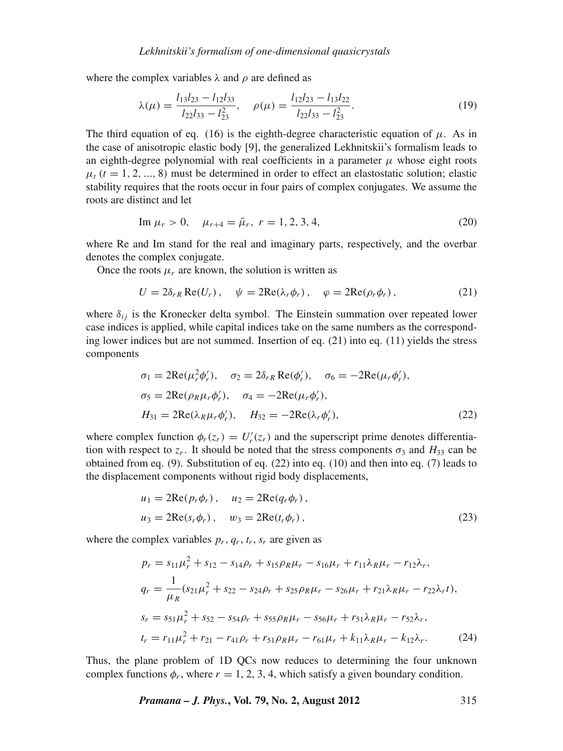where the complex variables $\lambda$ and $\rho$ are defined as

$$\lambda(\mu) = \frac{l_{13}l_{23} - l_{12}l_{33}}{l_{22}l_{33} - l_{23}^2}, \quad \rho(\mu) = \frac{l_{12}l_{23} - l_{13}l_{22}}{l_{22}l_{33} - l_{23}^2}. \tag{19}$$

The third equation of eq. (16) is the eighth-degree characteristic equation of $\mu$. As in the case of anisotropic elastic body [9], the generalized Lekhnitskii's formalism leads to an eighth-degree polynomial with real coefficients in a parameter $\mu$ whose eight roots $\mu_t$ ($t = 1, 2, ..., 8$) must be determined in order to effect an elastostatic solution; elastic stability requires that the roots occur in four pairs of complex conjugates. We assume the roots are distinct and let

$$\text{Im}\ \mu_r > 0, \quad \mu_{r+4} = \bar{\mu}_r,\ r = 1, 2, 3, 4, \tag{20}$$

where Re and Im stand for the real and imaginary parts, respectively, and the overbar denotes the complex conjugate.

Once the roots $\mu_r$ are known, the solution is written as

$$U = 2\delta_{rR}\,\text{Re}(U_r), \quad \psi = 2\text{Re}(\lambda_r\phi_r), \quad \varphi = 2\text{Re}(\rho_r\phi_r), \tag{21}$$

where $\delta_{ij}$ is the Kronecker delta symbol. The Einstein summation over repeated lower case indices is applied, while capital indices take on the same numbers as the corresponding lower indices but are not summed. Insertion of eq. (21) into eq. (11) yields the stress components

$$\begin{aligned}
&\sigma_1 = 2\text{Re}(\mu_r^2\phi_r'), \quad \sigma_2 = 2\delta_{rR}\,\text{Re}(\phi_r'), \quad \sigma_6 = -2\text{Re}(\mu_r\phi_r'),\\
&\sigma_5 = 2\text{Re}(\rho_R\mu_r\phi_r'), \quad \sigma_4 = -2\text{Re}(\mu_r\phi_r'),\\
&H_{31} = 2\text{Re}(\lambda_R\mu_r\phi_r'), \quad H_{32} = -2\text{Re}(\lambda_r\phi_r'),
\end{aligned} \tag{22}$$

where complex function $\phi_r(z_r) = U_r'(z_r)$ and the superscript prime denotes differentiation with respect to $z_r$. It should be noted that the stress components $\sigma_3$ and $H_{33}$ can be obtained from eq. (9). Substitution of eq. (22) into eq. (10) and then into eq. (7) leads to the displacement components without rigid body displacements,

$$\begin{aligned}
&u_1 = 2\text{Re}(p_r\phi_r), \quad u_2 = 2\text{Re}(q_r\phi_r),\\
&u_3 = 2\text{Re}(s_r\phi_r), \quad w_3 = 2\text{Re}(t_r\phi_r),
\end{aligned} \tag{23}$$

where the complex variables $p_r, q_r, t_r, s_r$ are given as

$$\begin{aligned}
&p_r = s_{11}\mu_r^2 + s_{12} - s_{14}\rho_r + s_{15}\rho_R\mu_r - s_{16}\mu_r + r_{11}\lambda_R\mu_r - r_{12}\lambda_r,\\
&q_r = \frac{1}{\mu_R}(s_{21}\mu_r^2 + s_{22} - s_{24}\rho_r + s_{25}\rho_R\mu_r - s_{26}\mu_r + r_{21}\lambda_R\mu_r - r_{22}\lambda_r t),\\
&s_r = s_{51}\mu_r^2 + s_{52} - s_{54}\rho_r + s_{55}\rho_R\mu_r - s_{56}\mu_r + r_{51}\lambda_R\mu_r - r_{52}\lambda_r,\\
&t_r = r_{11}\mu_r^2 + r_{21} - r_{41}\rho_r + r_{51}\rho_R\mu_r - r_{61}\mu_r + k_{11}\lambda_R\mu_r - k_{12}\lambda_r.
\end{aligned} \tag{24}$$

Thus, the plane problem of 1D QCs now reduces to determining the four unknown complex functions $\phi_r$, where $r = 1, 2, 3, 4$, which satisfy a given boundary condition.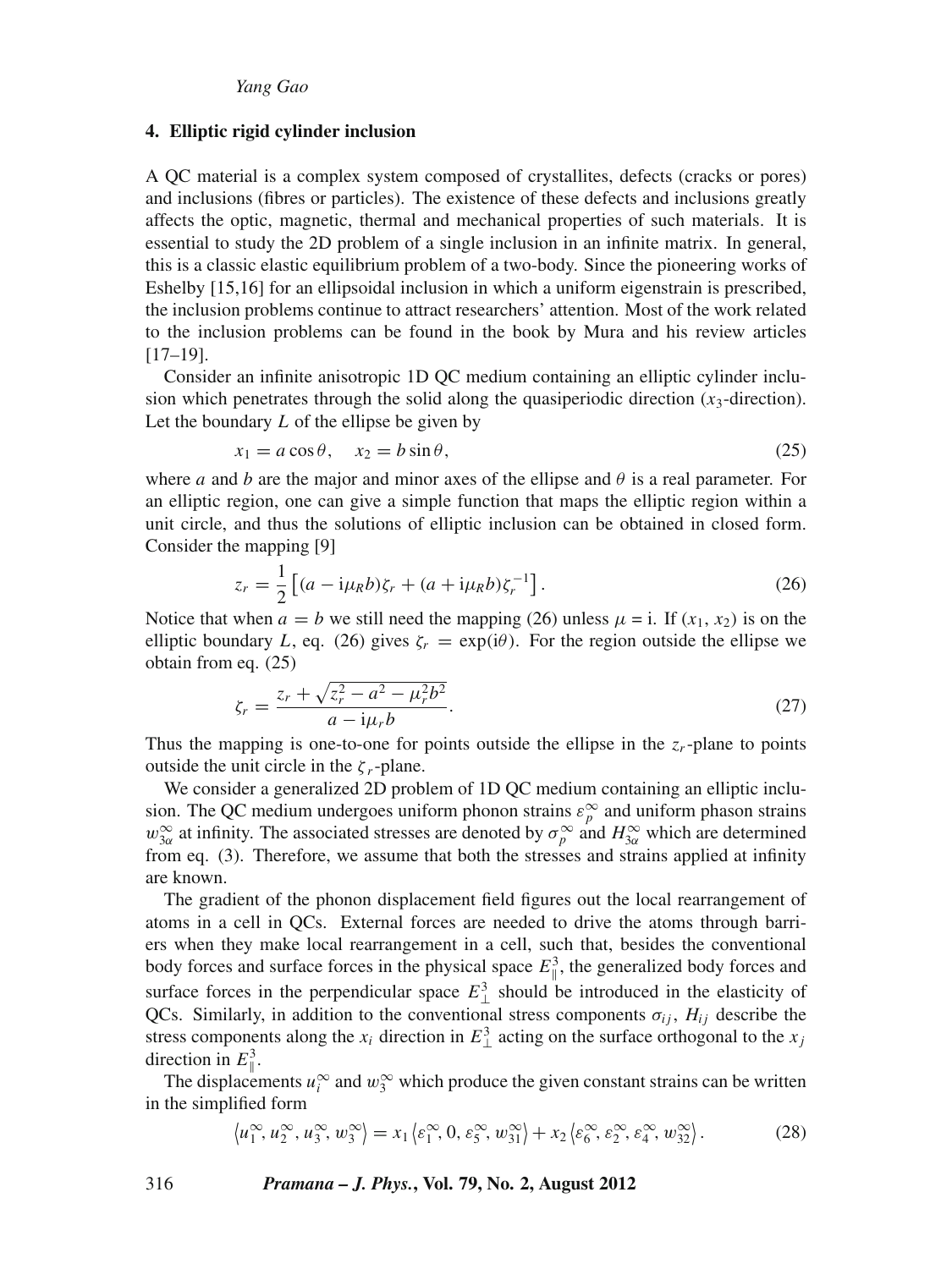## 4. Elliptic rigid cylinder inclusion

A QC material is a complex system composed of crystallites, defects (cracks or pores) and inclusions (fibres or particles). The existence of these defects and inclusions greatly affects the optic, magnetic, thermal and mechanical properties of such materials. It is essential to study the 2D problem of a single inclusion in an infinite matrix. In general, this is a classic elastic equilibrium problem of a two-body. Since the pioneering works of Eshelby [15,16] for an ellipsoidal inclusion in which a uniform eigenstrain is prescribed, the inclusion problems continue to attract researchers' attention. Most of the work related to the inclusion problems can be found in the book by Mura and his review articles [17–19].

Consider an infinite anisotropic 1D QC medium containing an elliptic cylinder inclusion which penetrates through the solid along the quasiperiodic direction ($x_3$-direction). Let the boundary $L$ of the ellipse be given by

$$x_1 = a\cos\theta, \quad x_2 = b\sin\theta, \tag{25}$$

where $a$ and $b$ are the major and minor axes of the ellipse and $\theta$ is a real parameter. For an elliptic region, one can give a simple function that maps the elliptic region within a unit circle, and thus the solutions of elliptic inclusion can be obtained in closed form. Consider the mapping [9]

$$z_r = \frac{1}{2}\left[(a - \mathrm{i}\mu_R b)\zeta_r + (a + \mathrm{i}\mu_R b)\zeta_r^{-1}\right]. \tag{26}$$

Notice that when $a = b$ we still need the mapping (26) unless $\mu = \mathrm{i}$. If $(x_1, x_2)$ is on the elliptic boundary $L$, eq. (26) gives $\zeta_r = \exp(\mathrm{i}\theta)$. For the region outside the ellipse we obtain from eq. (25)

$$\zeta_r = \frac{z_r + \sqrt{z_r^2 - a^2 - \mu_r^2 b^2}}{a - \mathrm{i}\mu_r b}. \tag{27}$$

Thus the mapping is one-to-one for points outside the ellipse in the $z_r$-plane to points outside the unit circle in the $\zeta_r$-plane.

We consider a generalized 2D problem of 1D QC medium containing an elliptic inclusion. The QC medium undergoes uniform phonon strains $\varepsilon_p^\infty$ and uniform phason strains $w_{3\alpha}^\infty$ at infinity. The associated stresses are denoted by $\sigma_p^\infty$ and $H_{3\alpha}^\infty$ which are determined from eq. (3). Therefore, we assume that both the stresses and strains applied at infinity are known.

The gradient of the phonon displacement field figures out the local rearrangement of atoms in a cell in QCs. External forces are needed to drive the atoms through barriers when they make local rearrangement in a cell, such that, besides the conventional body forces and surface forces in the physical space $E_\parallel^3$, the generalized body forces and surface forces in the perpendicular space $E_\perp^3$ should be introduced in the elasticity of QCs. Similarly, in addition to the conventional stress components $\sigma_{ij}$, $H_{ij}$ describe the stress components along the $x_i$ direction in $E_\perp^3$ acting on the surface orthogonal to the $x_j$ direction in $E_\parallel^3$.

The displacements $u_i^\infty$ and $w_3^\infty$ which produce the given constant strains can be written in the simplified form

$$\left\langle u_1^\infty, u_2^\infty, u_3^\infty, w_3^\infty\right\rangle = x_1\left\langle \varepsilon_1^\infty, 0, \varepsilon_5^\infty, w_{31}^\infty\right\rangle + x_2\left\langle \varepsilon_6^\infty, \varepsilon_2^\infty, \varepsilon_4^\infty, w_{32}^\infty\right\rangle. \tag{28}$$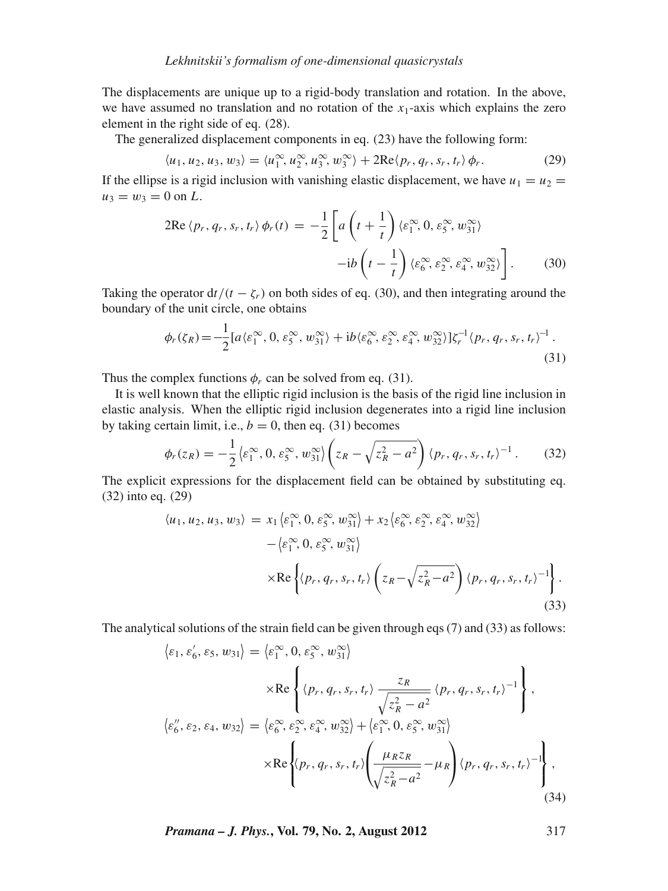The displacements are unique up to a rigid-body translation and rotation. In the above, we have assumed no translation and no rotation of the $x_1$-axis which explains the zero element in the right side of eq. (28).

The generalized displacement components in eq. (23) have the following form:

$$\langle u_1, u_2, u_3, w_3 \rangle = \langle u_1^\infty, u_2^\infty, u_3^\infty, w_3^\infty \rangle + 2\mathrm{Re}\langle p_r, q_r, s_r, t_r \rangle \, \phi_r. \tag{29}$$

If the ellipse is a rigid inclusion with vanishing elastic displacement, we have $u_1 = u_2 = u_3 = w_3 = 0$ on $L$.

$$\begin{aligned} 2\mathrm{Re}\,\langle p_r, q_r, s_r, t_r \rangle \, \phi_r(t) \,=\, -\frac{1}{2}\Bigg[ & a\left(t+\frac{1}{t}\right)\langle \varepsilon_1^\infty, 0, \varepsilon_5^\infty, w_{31}^\infty \rangle \\ & -\mathrm{i}b\left(t-\frac{1}{t}\right)\langle \varepsilon_6^\infty, \varepsilon_2^\infty, \varepsilon_4^\infty, w_{32}^\infty \rangle \Bigg]. \end{aligned} \tag{30}$$

Taking the operator $\mathrm{d}t/(t-\zeta_r)$ on both sides of eq. (30), and then integrating around the boundary of the unit circle, one obtains

$$\phi_r(\zeta_R) = -\frac{1}{2}\left[a\langle \varepsilon_1^\infty, 0, \varepsilon_5^\infty, w_{31}^\infty \rangle + \mathrm{i}b\langle \varepsilon_6^\infty, \varepsilon_2^\infty, \varepsilon_4^\infty, w_{32}^\infty \rangle\right]\zeta_r^{-1}\langle p_r, q_r, s_r, t_r \rangle^{-1}. \tag{31}$$

Thus the complex functions $\phi_r$ can be solved from eq. (31).

It is well known that the elliptic rigid inclusion is the basis of the rigid line inclusion in elastic analysis. When the elliptic rigid inclusion degenerates into a rigid line inclusion by taking certain limit, i.e., $b = 0$, then eq. (31) becomes

$$\phi_r(z_R) = -\frac{1}{2}\left\langle \varepsilon_1^\infty, 0, \varepsilon_5^\infty, w_{31}^\infty \right\rangle \left(z_R - \sqrt{z_R^2 - a^2}\right)\langle p_r, q_r, s_r, t_r \rangle^{-1}. \tag{32}$$

The explicit expressions for the displacement field can be obtained by substituting eq. (32) into eq. (29)

$$\begin{aligned} \langle u_1, u_2, u_3, w_3 \rangle \,=\, & x_1\left\langle \varepsilon_1^\infty, 0, \varepsilon_5^\infty, w_{31}^\infty \right\rangle + x_2\left\langle \varepsilon_6^\infty, \varepsilon_2^\infty, \varepsilon_4^\infty, w_{32}^\infty \right\rangle \\ & -\left\langle \varepsilon_1^\infty, 0, \varepsilon_5^\infty, w_{31}^\infty \right\rangle \\ & \times \mathrm{Re}\left\{\langle p_r, q_r, s_r, t_r \rangle \left(z_R - \sqrt{z_R^2 - a^2}\right)\langle p_r, q_r, s_r, t_r \rangle^{-1}\right\}. \end{aligned} \tag{33}$$

The analytical solutions of the strain field can be given through eqs (7) and (33) as follows:

$$\begin{aligned} \left\langle \varepsilon_1, \varepsilon_6', \varepsilon_5, w_{31} \right\rangle &= \left\langle \varepsilon_1^\infty, 0, \varepsilon_5^\infty, w_{31}^\infty \right\rangle \\ &\quad \times \mathrm{Re}\left\{\langle p_r, q_r, s_r, t_r \rangle \frac{z_R}{\sqrt{z_R^2 - a^2}} \langle p_r, q_r, s_r, t_r \rangle^{-1}\right\}, \\ \left\langle \varepsilon_6'', \varepsilon_2, \varepsilon_4, w_{32} \right\rangle &= \left\langle \varepsilon_6^\infty, \varepsilon_2^\infty, \varepsilon_4^\infty, w_{32}^\infty \right\rangle + \left\langle \varepsilon_1^\infty, 0, \varepsilon_5^\infty, w_{31}^\infty \right\rangle \\ &\quad \times \mathrm{Re}\left\{\langle p_r, q_r, s_r, t_r \rangle \left(\frac{\mu_R z_R}{\sqrt{z_R^2 - a^2}} - \mu_R\right)\langle p_r, q_r, s_r, t_r \rangle^{-1}\right\}, \end{aligned} \tag{34}$$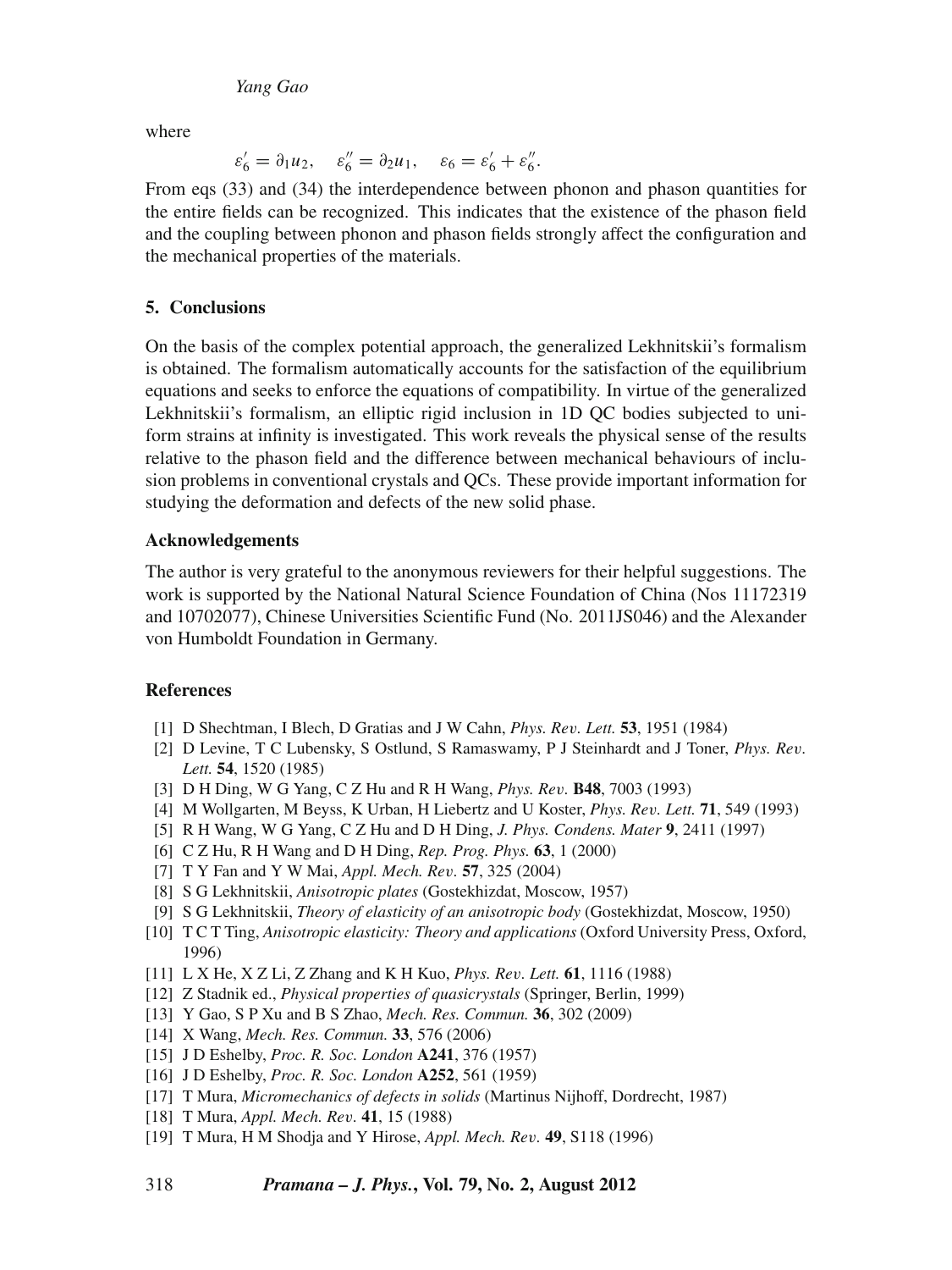where

$$\varepsilon_6' = \partial_1 u_2, \quad \varepsilon_6'' = \partial_2 u_1, \quad \varepsilon_6 = \varepsilon_6' + \varepsilon_6''.$$

From eqs (33) and (34) the interdependence between phonon and phason quantities for the entire fields can be recognized. This indicates that the existence of the phason field and the coupling between phonon and phason fields strongly affect the configuration and the mechanical properties of the materials.

## 5. Conclusions

On the basis of the complex potential approach, the generalized Lekhnitskii's formalism is obtained. The formalism automatically accounts for the satisfaction of the equilibrium equations and seeks to enforce the equations of compatibility. In virtue of the generalized Lekhnitskii's formalism, an elliptic rigid inclusion in 1D QC bodies subjected to uniform strains at infinity is investigated. This work reveals the physical sense of the results relative to the phason field and the difference between mechanical behaviours of inclusion problems in conventional crystals and QCs. These provide important information for studying the deformation and defects of the new solid phase.

## Acknowledgements

The author is very grateful to the anonymous reviewers for their helpful suggestions. The work is supported by the National Natural Science Foundation of China (Nos 11172319 and 10702077), Chinese Universities Scientific Fund (No. 2011JS046) and the Alexander von Humboldt Foundation in Germany.

## References

[1] D Shechtman, I Blech, D Gratias and J W Cahn, *Phys. Rev. Lett.* **53**, 1951 (1984)

[2] D Levine, T C Lubensky, S Ostlund, S Ramaswamy, P J Steinhardt and J Toner, *Phys. Rev. Lett.* **54**, 1520 (1985)

[3] D H Ding, W G Yang, C Z Hu and R H Wang, *Phys. Rev.* **B48**, 7003 (1993)

[4] M Wollgarten, M Beyss, K Urban, H Liebertz and U Koster, *Phys. Rev. Lett.* **71**, 549 (1993)

[5] R H Wang, W G Yang, C Z Hu and D H Ding, *J. Phys. Condens. Mater* **9**, 2411 (1997)

[6] C Z Hu, R H Wang and D H Ding, *Rep. Prog. Phys.* **63**, 1 (2000)

[7] T Y Fan and Y W Mai, *Appl. Mech. Rev.* **57**, 325 (2004)

[8] S G Lekhnitskii, *Anisotropic plates* (Gostekhizdat, Moscow, 1957)

[9] S G Lekhnitskii, *Theory of elasticity of an anisotropic body* (Gostekhizdat, Moscow, 1950)

[10] T C T Ting, *Anisotropic elasticity: Theory and applications* (Oxford University Press, Oxford, 1996)

[11] L X He, X Z Li, Z Zhang and K H Kuo, *Phys. Rev. Lett.* **61**, 1116 (1988)

[12] Z Stadnik ed., *Physical properties of quasicrystals* (Springer, Berlin, 1999)

[13] Y Gao, S P Xu and B S Zhao, *Mech. Res. Commun.* **36**, 302 (2009)

[14] X Wang, *Mech. Res. Commun.* **33**, 576 (2006)

[15] J D Eshelby, *Proc. R. Soc. London* **A241**, 376 (1957)

[16] J D Eshelby, *Proc. R. Soc. London* **A252**, 561 (1959)

[17] T Mura, *Micromechanics of defects in solids* (Martinus Nijhoff, Dordrecht, 1987)

[18] T Mura, *Appl. Mech. Rev.* **41**, 15 (1988)

[19] T Mura, H M Shodja and Y Hirose, *Appl. Mech. Rev.* **49**, S118 (1996)